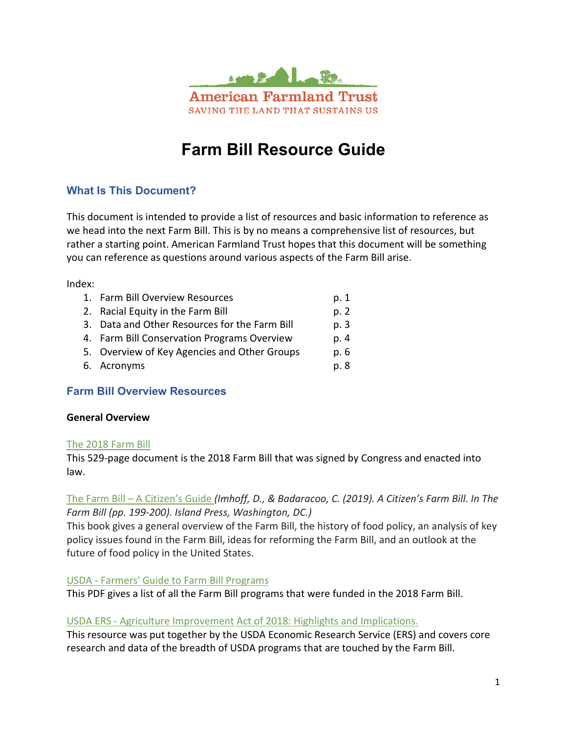American Farmland Trust

SAVING THE LAND THAT SUSTAINS US

# Farm Bill Resource Guide

## What Is This Document?

This document is intended to provide a list of resources and basic information to reference as we head into the next Farm Bill. This is by no means a comprehensive list of resources, but rather a starting point. American Farmland Trust hopes that this document will be something you can reference as questions around various aspects of the Farm Bill arise.

Index:

1. Farm Bill Overview Resources p. 1
2. Racial Equity in the Farm Bill p. 2
3. Data and Other Resources for the Farm Bill p. 3
4. Farm Bill Conservation Programs Overview p. 4
5. Overview of Key Agencies and Other Groups p. 6
6. Acronyms p. 8

## Farm Bill Overview Resources

### General Overview

The 2018 Farm Bill

This 529-page document is the 2018 Farm Bill that was signed by Congress and enacted into law.

The Farm Bill – A Citizen's Guide *(Imhoff, D., & Badaracoo, C. (2019). A Citizen's Farm Bill. In The Farm Bill (pp. 199-200). Island Press, Washington, DC.)*

This book gives a general overview of the Farm Bill, the history of food policy, an analysis of key policy issues found in the Farm Bill, ideas for reforming the Farm Bill, and an outlook at the future of food policy in the United States.

USDA - Farmers' Guide to Farm Bill Programs

This PDF gives a list of all the Farm Bill programs that were funded in the 2018 Farm Bill.

USDA ERS - Agriculture Improvement Act of 2018: Highlights and Implications.

This resource was put together by the USDA Economic Research Service (ERS) and covers core research and data of the breadth of USDA programs that are touched by the Farm Bill.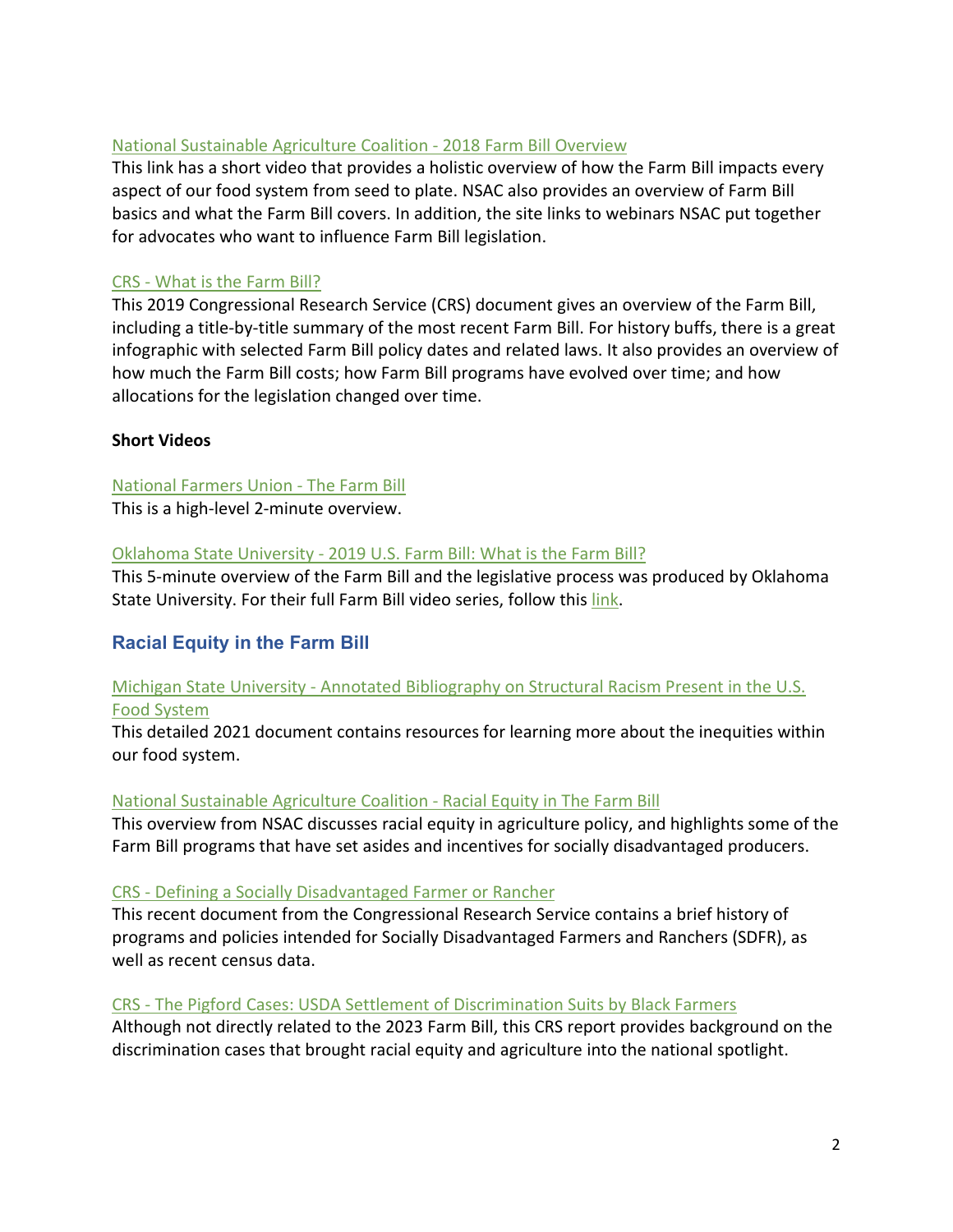National Sustainable Agriculture Coalition - 2018 Farm Bill Overview

This link has a short video that provides a holistic overview of how the Farm Bill impacts every aspect of our food system from seed to plate. NSAC also provides an overview of Farm Bill basics and what the Farm Bill covers. In addition, the site links to webinars NSAC put together for advocates who want to influence Farm Bill legislation.

CRS - What is the Farm Bill?

This 2019 Congressional Research Service (CRS) document gives an overview of the Farm Bill, including a title-by-title summary of the most recent Farm Bill. For history buffs, there is a great infographic with selected Farm Bill policy dates and related laws. It also provides an overview of how much the Farm Bill costs; how Farm Bill programs have evolved over time; and how allocations for the legislation changed over time.

**Short Videos**

National Farmers Union - The Farm Bill

This is a high-level 2-minute overview.

Oklahoma State University - 2019 U.S. Farm Bill: What is the Farm Bill?

This 5-minute overview of the Farm Bill and the legislative process was produced by Oklahoma State University. For their full Farm Bill video series, follow this link.

## Racial Equity in the Farm Bill

Michigan State University - Annotated Bibliography on Structural Racism Present in the U.S. Food System

This detailed 2021 document contains resources for learning more about the inequities within our food system.

National Sustainable Agriculture Coalition - Racial Equity in The Farm Bill

This overview from NSAC discusses racial equity in agriculture policy, and highlights some of the Farm Bill programs that have set asides and incentives for socially disadvantaged producers.

CRS - Defining a Socially Disadvantaged Farmer or Rancher

This recent document from the Congressional Research Service contains a brief history of programs and policies intended for Socially Disadvantaged Farmers and Ranchers (SDFR), as well as recent census data.

CRS - The Pigford Cases: USDA Settlement of Discrimination Suits by Black Farmers

Although not directly related to the 2023 Farm Bill, this CRS report provides background on the discrimination cases that brought racial equity and agriculture into the national spotlight.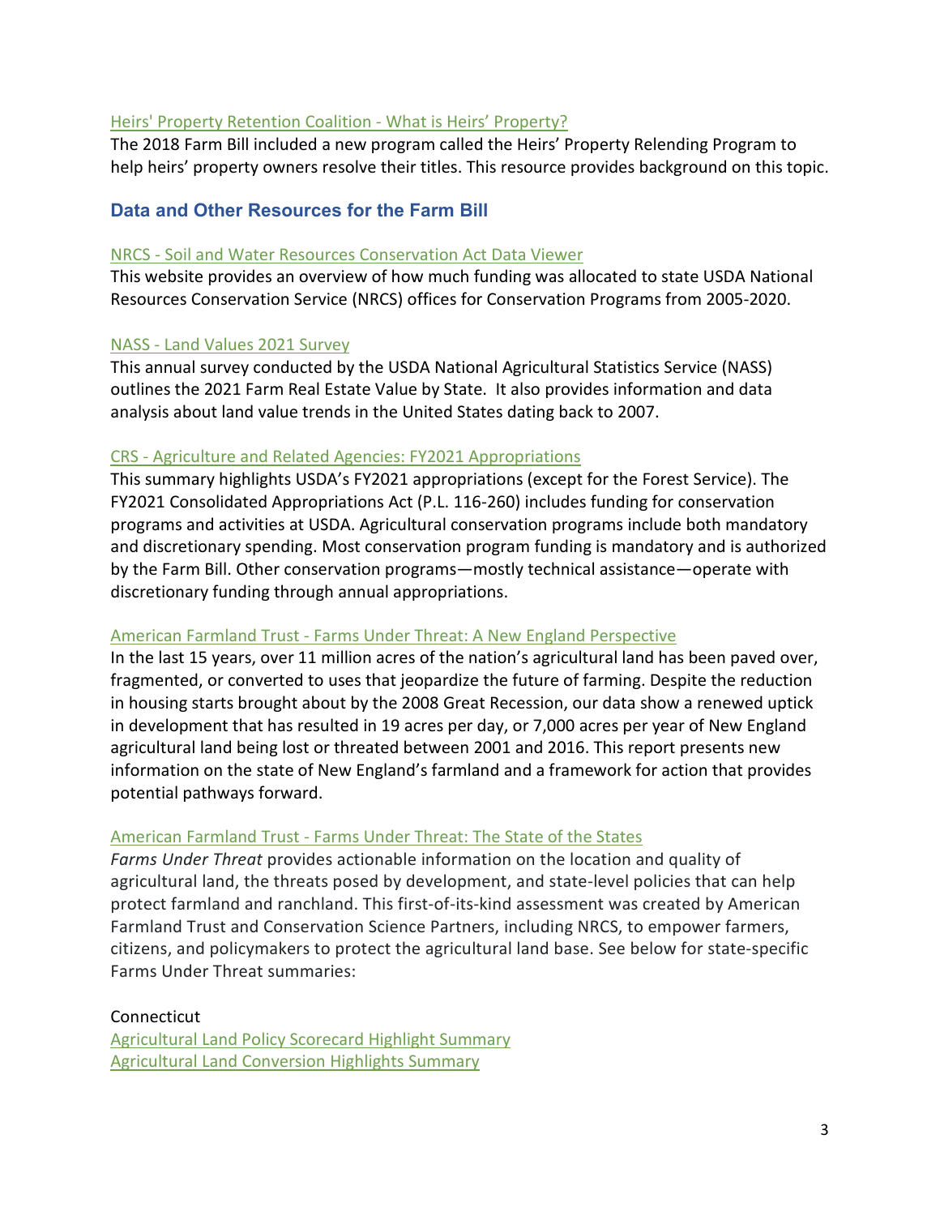Heirs' Property Retention Coalition - What is Heirs' Property?

The 2018 Farm Bill included a new program called the Heirs' Property Relending Program to help heirs' property owners resolve their titles. This resource provides background on this topic.

## Data and Other Resources for the Farm Bill

NRCS - Soil and Water Resources Conservation Act Data Viewer

This website provides an overview of how much funding was allocated to state USDA National Resources Conservation Service (NRCS) offices for Conservation Programs from 2005-2020.

NASS - Land Values 2021 Survey

This annual survey conducted by the USDA National Agricultural Statistics Service (NASS) outlines the 2021 Farm Real Estate Value by State. It also provides information and data analysis about land value trends in the United States dating back to 2007.

CRS - Agriculture and Related Agencies: FY2021 Appropriations

This summary highlights USDA's FY2021 appropriations (except for the Forest Service). The FY2021 Consolidated Appropriations Act (P.L. 116-260) includes funding for conservation programs and activities at USDA. Agricultural conservation programs include both mandatory and discretionary spending. Most conservation program funding is mandatory and is authorized by the Farm Bill. Other conservation programs—mostly technical assistance—operate with discretionary funding through annual appropriations.

American Farmland Trust - Farms Under Threat: A New England Perspective

In the last 15 years, over 11 million acres of the nation's agricultural land has been paved over, fragmented, or converted to uses that jeopardize the future of farming. Despite the reduction in housing starts brought about by the 2008 Great Recession, our data show a renewed uptick in development that has resulted in 19 acres per day, or 7,000 acres per year of New England agricultural land being lost or threated between 2001 and 2016. This report presents new information on the state of New England's farmland and a framework for action that provides potential pathways forward.

American Farmland Trust - Farms Under Threat: The State of the States

*Farms Under Threat* provides actionable information on the location and quality of agricultural land, the threats posed by development, and state-level policies that can help protect farmland and ranchland. This first-of-its-kind assessment was created by American Farmland Trust and Conservation Science Partners, including NRCS, to empower farmers, citizens, and policymakers to protect the agricultural land base. See below for state-specific Farms Under Threat summaries:

Connecticut

Agricultural Land Policy Scorecard Highlight Summary

Agricultural Land Conversion Highlights Summary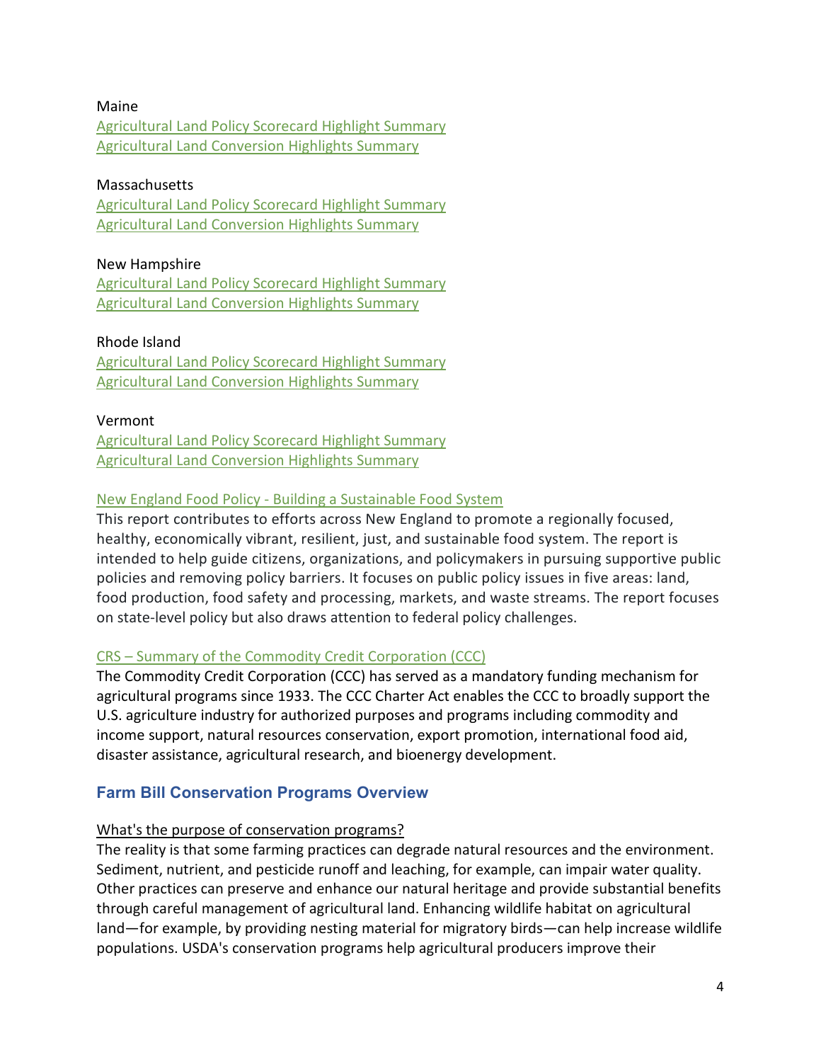Maine
Agricultural Land Policy Scorecard Highlight Summary
Agricultural Land Conversion Highlights Summary

Massachusetts
Agricultural Land Policy Scorecard Highlight Summary
Agricultural Land Conversion Highlights Summary

New Hampshire
Agricultural Land Policy Scorecard Highlight Summary
Agricultural Land Conversion Highlights Summary

Rhode Island
Agricultural Land Policy Scorecard Highlight Summary
Agricultural Land Conversion Highlights Summary

Vermont
Agricultural Land Policy Scorecard Highlight Summary
Agricultural Land Conversion Highlights Summary

New England Food Policy - Building a Sustainable Food System
This report contributes to efforts across New England to promote a regionally focused, healthy, economically vibrant, resilient, just, and sustainable food system. The report is intended to help guide citizens, organizations, and policymakers in pursuing supportive public policies and removing policy barriers. It focuses on public policy issues in five areas: land, food production, food safety and processing, markets, and waste streams. The report focuses on state-level policy but also draws attention to federal policy challenges.

CRS – Summary of the Commodity Credit Corporation (CCC)
The Commodity Credit Corporation (CCC) has served as a mandatory funding mechanism for agricultural programs since 1933. The CCC Charter Act enables the CCC to broadly support the U.S. agriculture industry for authorized purposes and programs including commodity and income support, natural resources conservation, export promotion, international food aid, disaster assistance, agricultural research, and bioenergy development.

## Farm Bill Conservation Programs Overview

What's the purpose of conservation programs?
The reality is that some farming practices can degrade natural resources and the environment. Sediment, nutrient, and pesticide runoff and leaching, for example, can impair water quality. Other practices can preserve and enhance our natural heritage and provide substantial benefits through careful management of agricultural land. Enhancing wildlife habitat on agricultural land—for example, by providing nesting material for migratory birds—can help increase wildlife populations. USDA's conservation programs help agricultural producers improve their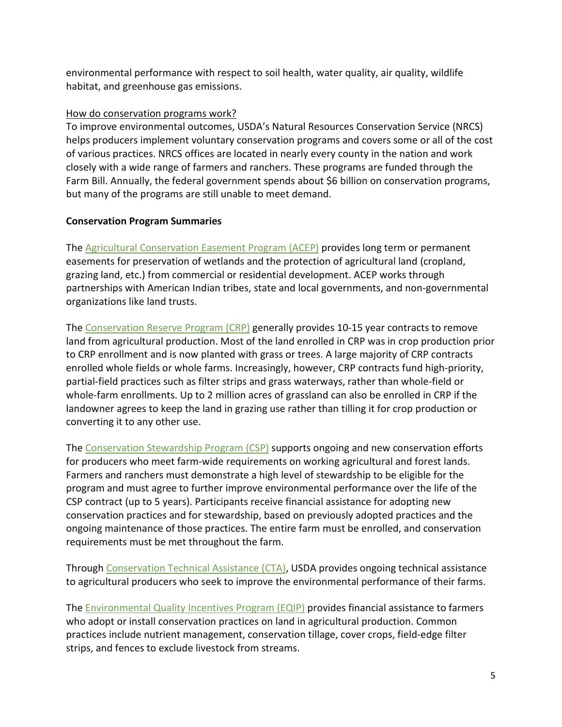environmental performance with respect to soil health, water quality, air quality, wildlife habitat, and greenhouse gas emissions.

How do conservation programs work?

To improve environmental outcomes, USDA's Natural Resources Conservation Service (NRCS) helps producers implement voluntary conservation programs and covers some or all of the cost of various practices. NRCS offices are located in nearly every county in the nation and work closely with a wide range of farmers and ranchers. These programs are funded through the Farm Bill. Annually, the federal government spends about $6 billion on conservation programs, but many of the programs are still unable to meet demand.

**Conservation Program Summaries**

The Agricultural Conservation Easement Program (ACEP) provides long term or permanent easements for preservation of wetlands and the protection of agricultural land (cropland, grazing land, etc.) from commercial or residential development. ACEP works through partnerships with American Indian tribes, state and local governments, and non-governmental organizations like land trusts.

The Conservation Reserve Program (CRP) generally provides 10-15 year contracts to remove land from agricultural production. Most of the land enrolled in CRP was in crop production prior to CRP enrollment and is now planted with grass or trees. A large majority of CRP contracts enrolled whole fields or whole farms. Increasingly, however, CRP contracts fund high-priority, partial-field practices such as filter strips and grass waterways, rather than whole-field or whole-farm enrollments. Up to 2 million acres of grassland can also be enrolled in CRP if the landowner agrees to keep the land in grazing use rather than tilling it for crop production or converting it to any other use.

The Conservation Stewardship Program (CSP) supports ongoing and new conservation efforts for producers who meet farm-wide requirements on working agricultural and forest lands. Farmers and ranchers must demonstrate a high level of stewardship to be eligible for the program and must agree to further improve environmental performance over the life of the CSP contract (up to 5 years). Participants receive financial assistance for adopting new conservation practices and for stewardship, based on previously adopted practices and the ongoing maintenance of those practices. The entire farm must be enrolled, and conservation requirements must be met throughout the farm.

Through Conservation Technical Assistance (CTA), USDA provides ongoing technical assistance to agricultural producers who seek to improve the environmental performance of their farms.

The Environmental Quality Incentives Program (EQIP) provides financial assistance to farmers who adopt or install conservation practices on land in agricultural production. Common practices include nutrient management, conservation tillage, cover crops, field-edge filter strips, and fences to exclude livestock from streams.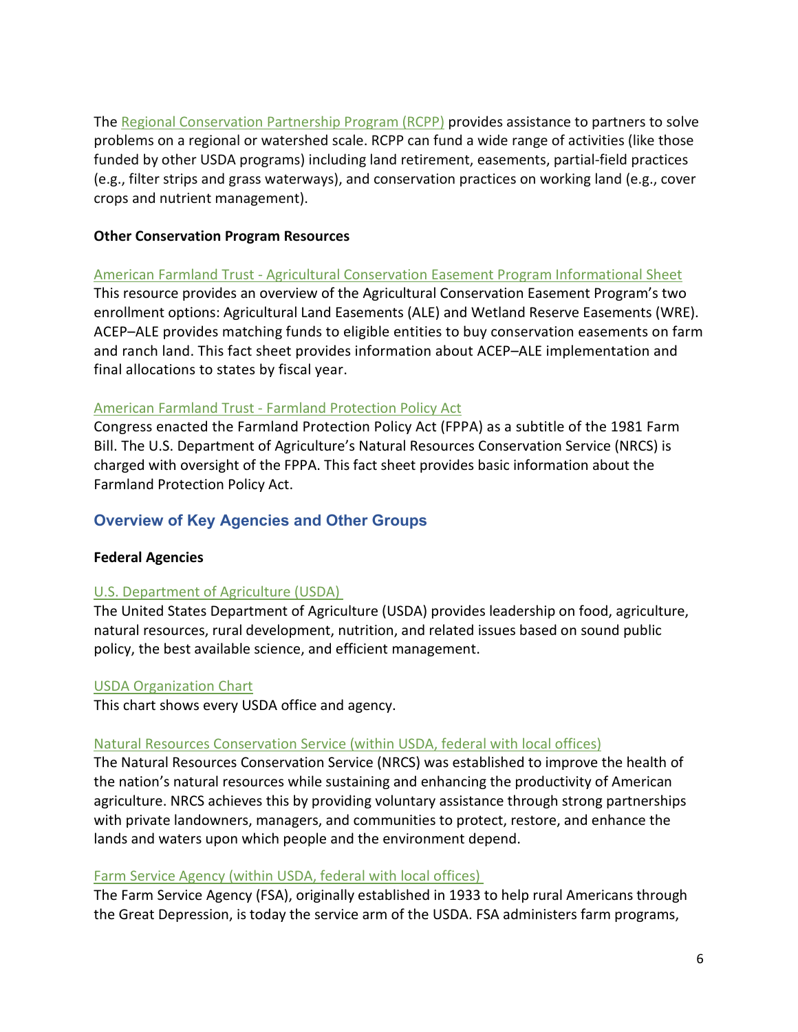The Regional Conservation Partnership Program (RCPP) provides assistance to partners to solve problems on a regional or watershed scale. RCPP can fund a wide range of activities (like those funded by other USDA programs) including land retirement, easements, partial-field practices (e.g., filter strips and grass waterways), and conservation practices on working land (e.g., cover crops and nutrient management).

**Other Conservation Program Resources**

American Farmland Trust - Agricultural Conservation Easement Program Informational Sheet
This resource provides an overview of the Agricultural Conservation Easement Program's two enrollment options: Agricultural Land Easements (ALE) and Wetland Reserve Easements (WRE). ACEP–ALE provides matching funds to eligible entities to buy conservation easements on farm and ranch land. This fact sheet provides information about ACEP–ALE implementation and final allocations to states by fiscal year.

American Farmland Trust - Farmland Protection Policy Act
Congress enacted the Farmland Protection Policy Act (FPPA) as a subtitle of the 1981 Farm Bill. The U.S. Department of Agriculture's Natural Resources Conservation Service (NRCS) is charged with oversight of the FPPA. This fact sheet provides basic information about the Farmland Protection Policy Act.

## Overview of Key Agencies and Other Groups

**Federal Agencies**

U.S. Department of Agriculture (USDA)
The United States Department of Agriculture (USDA) provides leadership on food, agriculture, natural resources, rural development, nutrition, and related issues based on sound public policy, the best available science, and efficient management.

USDA Organization Chart
This chart shows every USDA office and agency.

Natural Resources Conservation Service (within USDA, federal with local offices)
The Natural Resources Conservation Service (NRCS) was established to improve the health of the nation's natural resources while sustaining and enhancing the productivity of American agriculture. NRCS achieves this by providing voluntary assistance through strong partnerships with private landowners, managers, and communities to protect, restore, and enhance the lands and waters upon which people and the environment depend.

Farm Service Agency (within USDA, federal with local offices)
The Farm Service Agency (FSA), originally established in 1933 to help rural Americans through the Great Depression, is today the service arm of the USDA. FSA administers farm programs,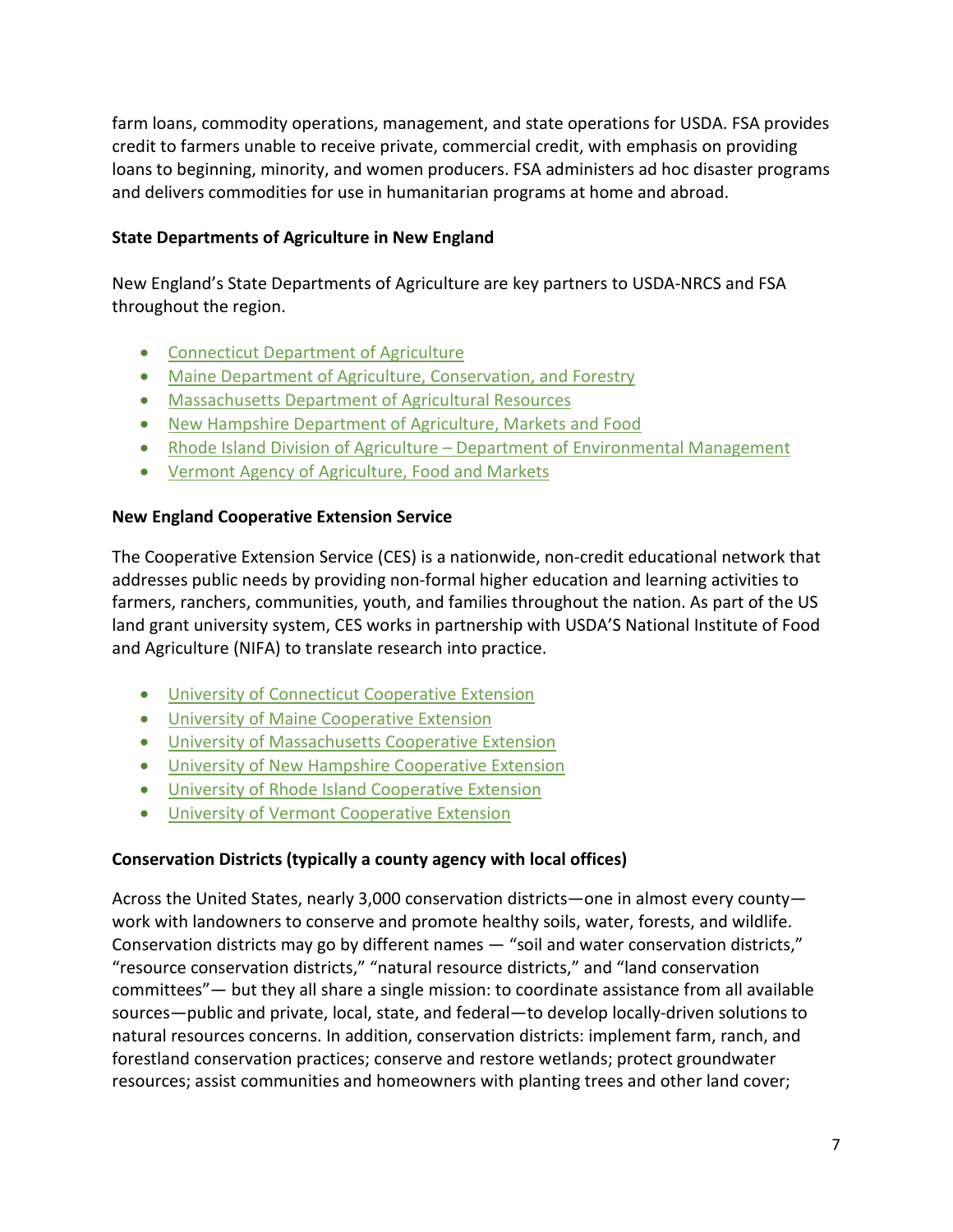farm loans, commodity operations, management, and state operations for USDA. FSA provides credit to farmers unable to receive private, commercial credit, with emphasis on providing loans to beginning, minority, and women producers. FSA administers ad hoc disaster programs and delivers commodities for use in humanitarian programs at home and abroad.

**State Departments of Agriculture in New England**

New England's State Departments of Agriculture are key partners to USDA-NRCS and FSA throughout the region.

- Connecticut Department of Agriculture
- Maine Department of Agriculture, Conservation, and Forestry
- Massachusetts Department of Agricultural Resources
- New Hampshire Department of Agriculture, Markets and Food
- Rhode Island Division of Agriculture – Department of Environmental Management
- Vermont Agency of Agriculture, Food and Markets

**New England Cooperative Extension Service**

The Cooperative Extension Service (CES) is a nationwide, non-credit educational network that addresses public needs by providing non-formal higher education and learning activities to farmers, ranchers, communities, youth, and families throughout the nation. As part of the US land grant university system, CES works in partnership with USDA'S National Institute of Food and Agriculture (NIFA) to translate research into practice.

- University of Connecticut Cooperative Extension
- University of Maine Cooperative Extension
- University of Massachusetts Cooperative Extension
- University of New Hampshire Cooperative Extension
- University of Rhode Island Cooperative Extension
- University of Vermont Cooperative Extension

**Conservation Districts (typically a county agency with local offices)**

Across the United States, nearly 3,000 conservation districts—one in almost every county—work with landowners to conserve and promote healthy soils, water, forests, and wildlife. Conservation districts may go by different names — "soil and water conservation districts," "resource conservation districts," "natural resource districts," and "land conservation committees"— but they all share a single mission: to coordinate assistance from all available sources—public and private, local, state, and federal—to develop locally-driven solutions to natural resources concerns. In addition, conservation districts: implement farm, ranch, and forestland conservation practices; conserve and restore wetlands; protect groundwater resources; assist communities and homeowners with planting trees and other land cover;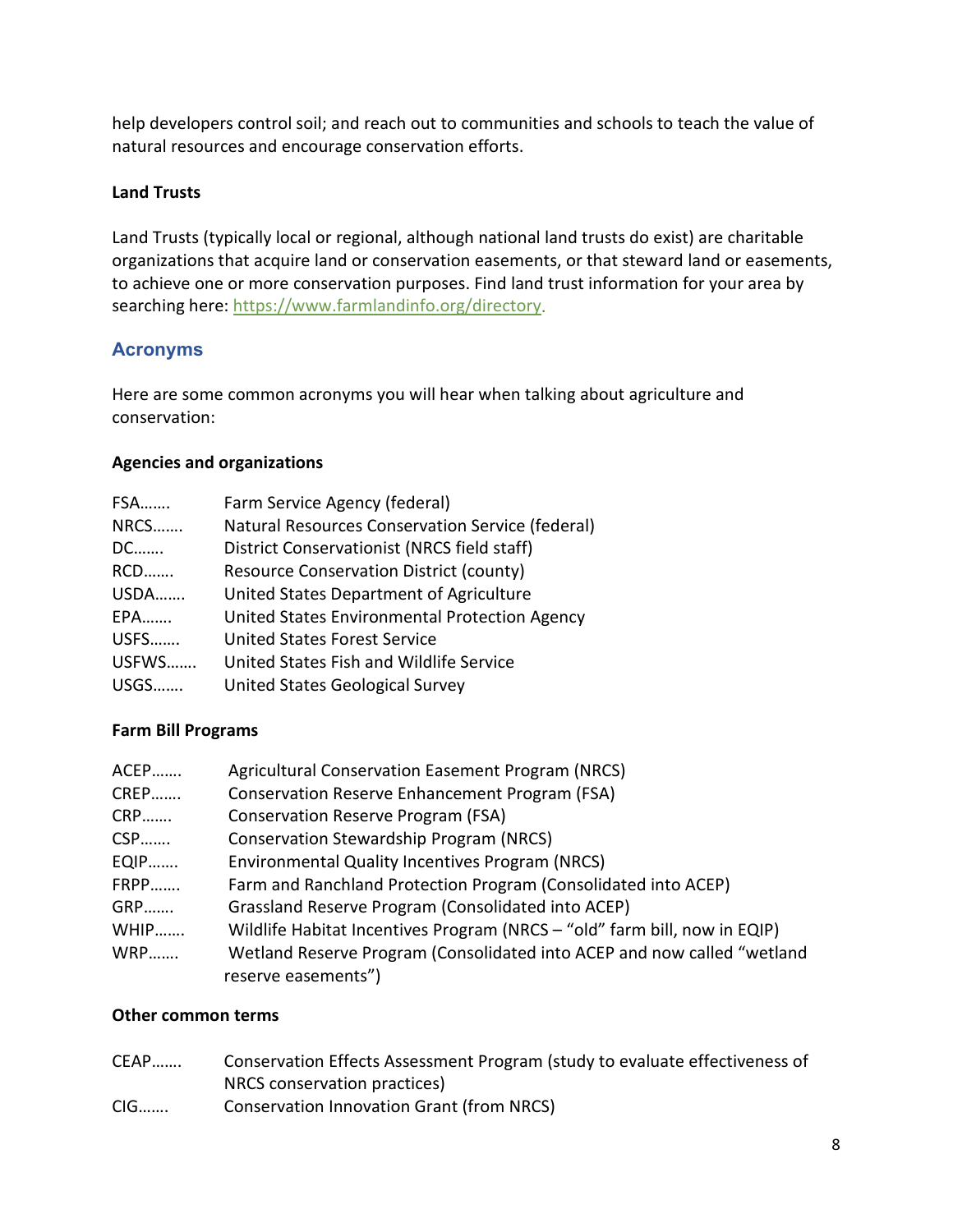help developers control soil; and reach out to communities and schools to teach the value of natural resources and encourage conservation efforts.

**Land Trusts**

Land Trusts (typically local or regional, although national land trusts do exist) are charitable organizations that acquire land or conservation easements, or that steward land or easements, to achieve one or more conservation purposes. Find land trust information for your area by searching here: https://www.farmlandinfo.org/directory.

## Acronyms

Here are some common acronyms you will hear when talking about agriculture and conservation:

**Agencies and organizations**

FSA……. Farm Service Agency (federal)
NRCS……. Natural Resources Conservation Service (federal)
DC……. District Conservationist (NRCS field staff)
RCD……. Resource Conservation District (county)
USDA……. United States Department of Agriculture
EPA……. United States Environmental Protection Agency
USFS……. United States Forest Service
USFWS……. United States Fish and Wildlife Service
USGS……. United States Geological Survey

**Farm Bill Programs**

ACEP……. Agricultural Conservation Easement Program (NRCS)
CREP……. Conservation Reserve Enhancement Program (FSA)
CRP……. Conservation Reserve Program (FSA)
CSP……. Conservation Stewardship Program (NRCS)
EQIP……. Environmental Quality Incentives Program (NRCS)
FRPP……. Farm and Ranchland Protection Program (Consolidated into ACEP)
GRP……. Grassland Reserve Program (Consolidated into ACEP)
WHIP……. Wildlife Habitat Incentives Program (NRCS – "old" farm bill, now in EQIP)
WRP……. Wetland Reserve Program (Consolidated into ACEP and now called "wetland reserve easements")

**Other common terms**

CEAP……. Conservation Effects Assessment Program (study to evaluate effectiveness of NRCS conservation practices)
CIG……. Conservation Innovation Grant (from NRCS)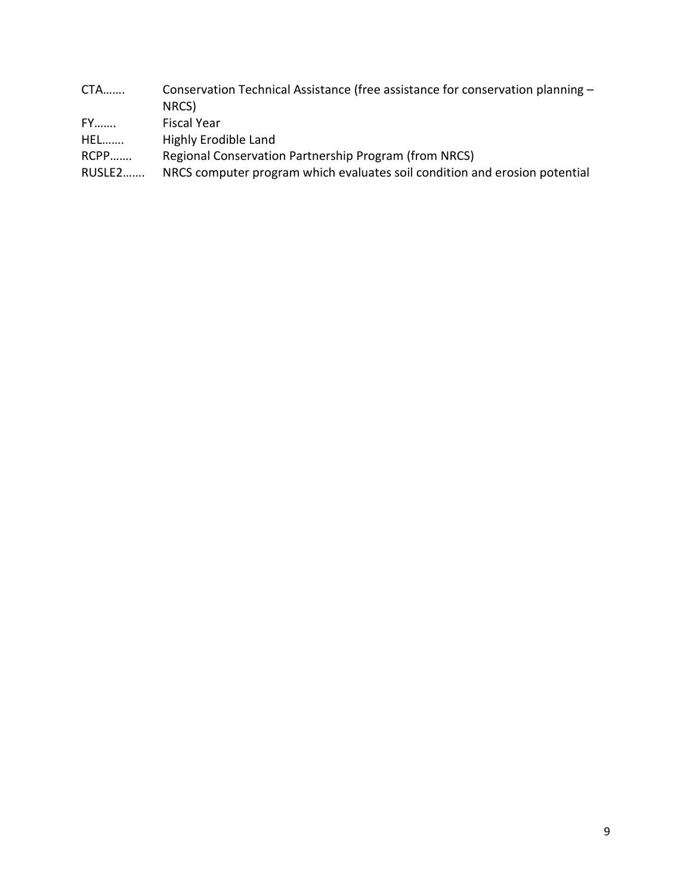CTA……. Conservation Technical Assistance (free assistance for conservation planning – NRCS)

FY……. Fiscal Year

HEL……. Highly Erodible Land

RCPP……. Regional Conservation Partnership Program (from NRCS)

RUSLE2……. NRCS computer program which evaluates soil condition and erosion potential